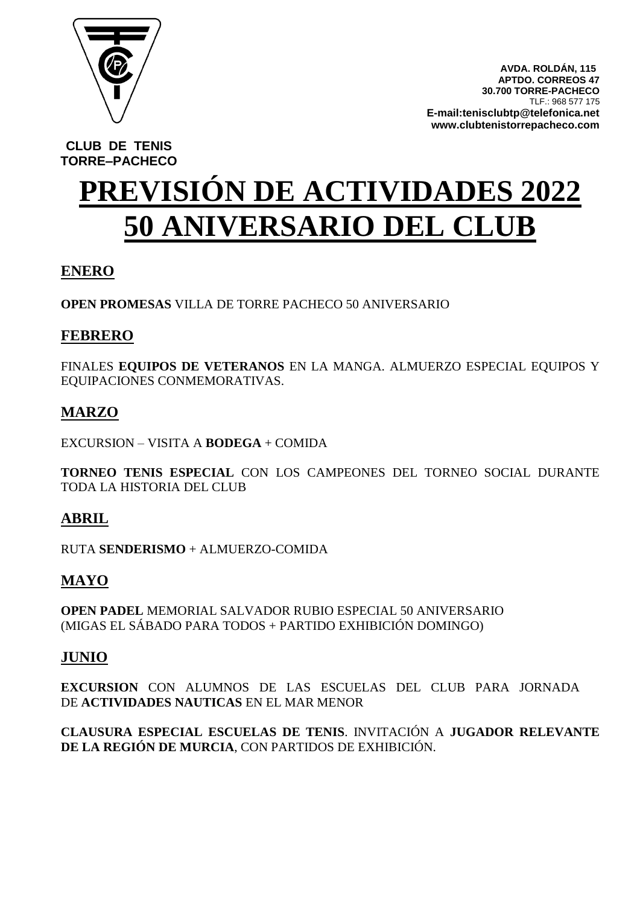**AVDA. ROLDÁN, 115**
**APTDO. CORREOS 47**
**30.700 TORRE-PACHECO**
TLF.: 968 577 175
**E-mail:tenisclubtp@telefonica.net**
**www.clubtenistorrepacheco.com**

**CLUB DE TENIS TORRE–PACHECO**

# PREVISIÓN DE ACTIVIDADES 2022
# 50 ANIVERSARIO DEL CLUB

## ENERO

**OPEN PROMESAS** VILLA DE TORRE PACHECO 50 ANIVERSARIO

## FEBRERO

FINALES **EQUIPOS DE VETERANOS** EN LA MANGA. ALMUERZO ESPECIAL EQUIPOS Y EQUIPACIONES CONMEMORATIVAS.

## MARZO

EXCURSION – VISITA A **BODEGA** + COMIDA

**TORNEO TENIS ESPECIAL** CON LOS CAMPEONES DEL TORNEO SOCIAL DURANTE TODA LA HISTORIA DEL CLUB

## ABRIL

RUTA **SENDERISMO** + ALMUERZO-COMIDA

## MAYO

**OPEN PADEL** MEMORIAL SALVADOR RUBIO ESPECIAL 50 ANIVERSARIO
(MIGAS EL SÁBADO PARA TODOS + PARTIDO EXHIBICIÓN DOMINGO)

## JUNIO

**EXCURSION** CON ALUMNOS DE LAS ESCUELAS DEL CLUB PARA JORNADA DE **ACTIVIDADES NAUTICAS** EN EL MAR MENOR

**CLAUSURA ESPECIAL ESCUELAS DE TENIS**. INVITACIÓN A **JUGADOR RELEVANTE DE LA REGIÓN DE MURCIA**, CON PARTIDOS DE EXHIBICIÓN.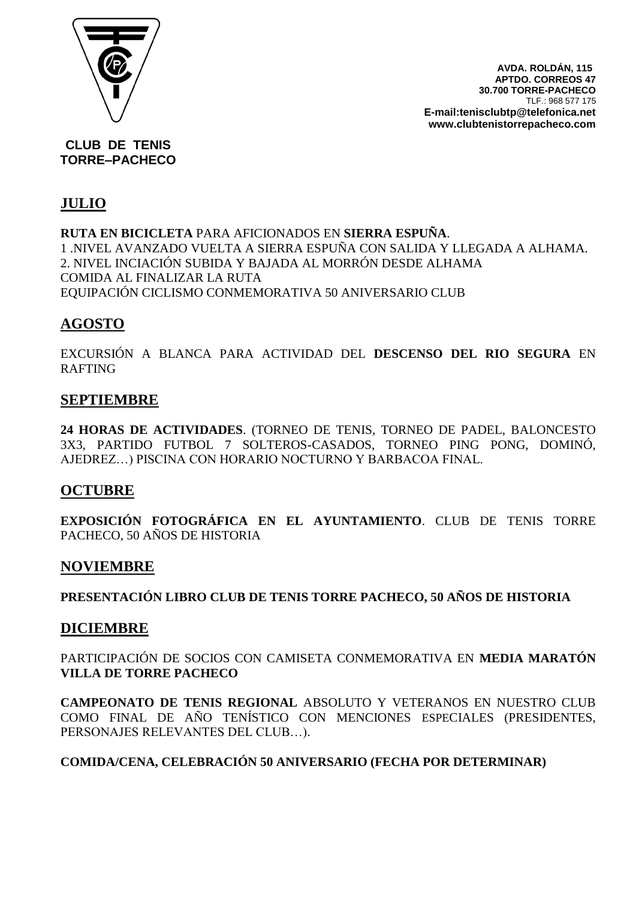AVDA. ROLDÁN, 115
APTDO. CORREOS 47
30.700 TORRE-PACHECO
TLF.: 968 577 175
E-mail:tenisclubtp@telefonica.net
www.clubtenistorrepacheco.com

**CLUB DE TENIS TORRE–PACHECO**

## JULIO

**RUTA EN BICICLETA** PARA AFICIONADOS EN **SIERRA ESPUÑA**.
1 .NIVEL AVANZADO VUELTA A SIERRA ESPUÑA CON SALIDA Y LLEGADA A ALHAMA.
2. NIVEL INCIACIÓN SUBIDA Y BAJADA AL MORRÓN DESDE ALHAMA
COMIDA AL FINALIZAR LA RUTA
EQUIPACIÓN CICLISMO CONMEMORATIVA 50 ANIVERSARIO CLUB

## AGOSTO

EXCURSIÓN A BLANCA PARA ACTIVIDAD DEL **DESCENSO DEL RIO SEGURA** EN RAFTING

## SEPTIEMBRE

**24 HORAS DE ACTIVIDADES**. (TORNEO DE TENIS, TORNEO DE PADEL, BALONCESTO 3X3, PARTIDO FUTBOL 7 SOLTEROS-CASADOS, TORNEO PING PONG, DOMINÓ, AJEDREZ…) PISCINA CON HORARIO NOCTURNO Y BARBACOA FINAL.

## OCTUBRE

**EXPOSICIÓN FOTOGRÁFICA EN EL AYUNTAMIENTO**. CLUB DE TENIS TORRE PACHECO, 50 AÑOS DE HISTORIA

## NOVIEMBRE

**PRESENTACIÓN LIBRO CLUB DE TENIS TORRE PACHECO, 50 AÑOS DE HISTORIA**

## DICIEMBRE

PARTICIPACIÓN DE SOCIOS CON CAMISETA CONMEMORATIVA EN **MEDIA MARATÓN VILLA DE TORRE PACHECO**

**CAMPEONATO DE TENIS REGIONAL** ABSOLUTO Y VETERANOS EN NUESTRO CLUB COMO FINAL DE AÑO TENÍSTICO CON MENCIONES ESPECIALES (PRESIDENTES, PERSONAJES RELEVANTES DEL CLUB…).

**COMIDA/CENA, CELEBRACIÓN 50 ANIVERSARIO (FECHA POR DETERMINAR)**